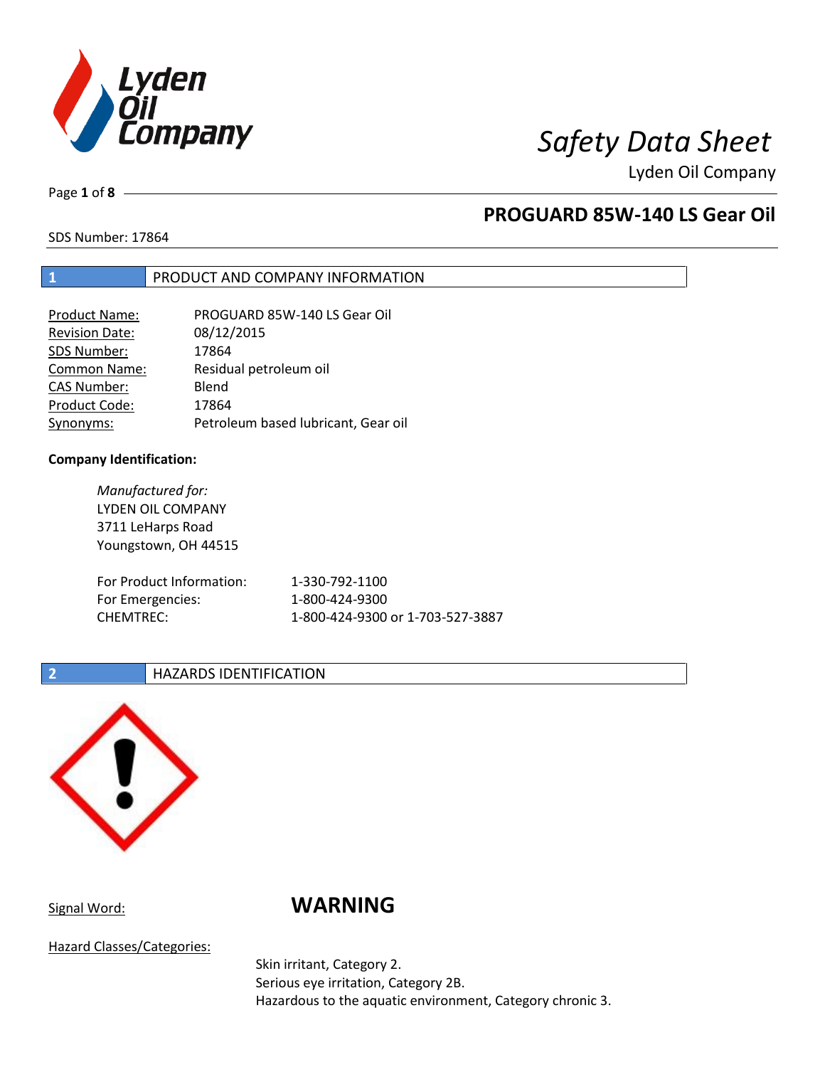# Safety Data Sheet

Lyden Oil Company

## PROGUARD 85W-140 LS Gear Oil

SDS Number: 17864

## 1 PRODUCT AND COMPANY INFORMATION

| | |
|---|---|
| Product Name: | PROGUARD 85W-140 LS Gear Oil |
| Revision Date: | 08/12/2015 |
| SDS Number: | 17864 |
| Common Name: | Residual petroleum oil |
| CAS Number: | Blend |
| Product Code: | 17864 |
| Synonyms: | Petroleum based lubricant, Gear oil |

**Company Identification:**

*Manufactured for:*
LYDEN OIL COMPANY
3711 LeHarps Road
Youngstown, OH 44515

| | |
|---|---|
| For Product Information: | 1-330-792-1100 |
| For Emergencies: | 1-800-424-9300 |
| CHEMTREC: | 1-800-424-9300 or 1-703-527-3887 |

## 2 HAZARDS IDENTIFICATION

Signal Word: **WARNING**

Hazard Classes/Categories:

Skin irritant, Category 2.
Serious eye irritation, Category 2B.
Hazardous to the aquatic environment, Category chronic 3.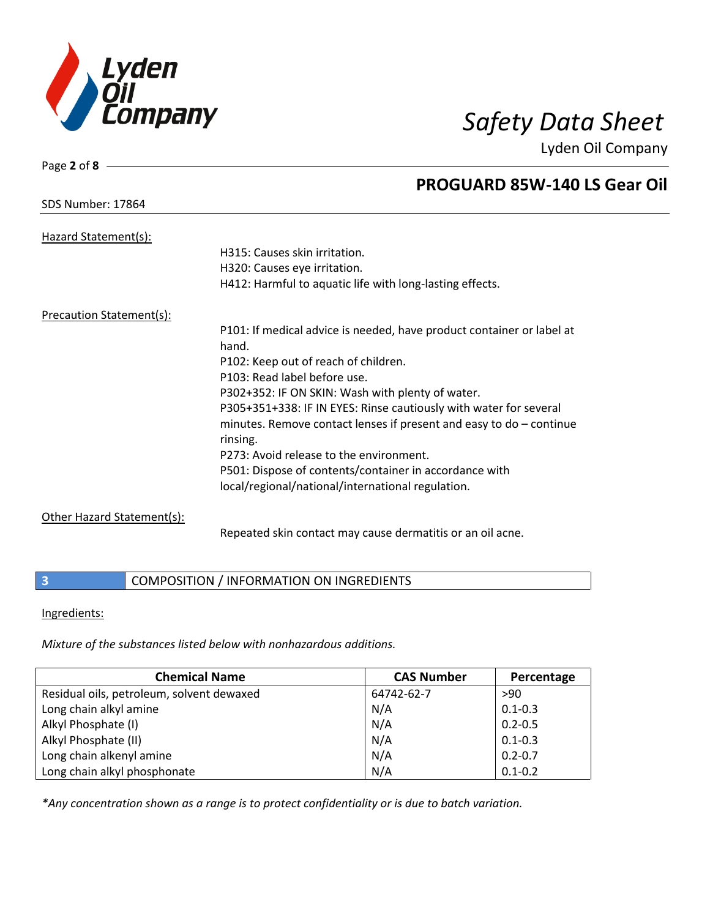Hazard Statement(s):

H315: Causes skin irritation.
H320: Causes eye irritation.
H412: Harmful to aquatic life with long-lasting effects.

Precaution Statement(s):

P101: If medical advice is needed, have product container or label at hand.
P102: Keep out of reach of children.
P103: Read label before use.
P302+352: IF ON SKIN: Wash with plenty of water.
P305+351+338: IF IN EYES: Rinse cautiously with water for several minutes. Remove contact lenses if present and easy to do – continue rinsing.
P273: Avoid release to the environment.
P501: Dispose of contents/container in accordance with local/regional/national/international regulation.

Other Hazard Statement(s):

Repeated skin contact may cause dermatitis or an oil acne.

## 3 COMPOSITION / INFORMATION ON INGREDIENTS

Ingredients:

*Mixture of the substances listed below with nonhazardous additions.*

| Chemical Name | CAS Number | Percentage |
|---|---|---|
| Residual oils, petroleum, solvent dewaxed | 64742-62-7 | >90 |
| Long chain alkyl amine | N/A | 0.1-0.3 |
| Alkyl Phosphate (I) | N/A | 0.2-0.5 |
| Alkyl Phosphate (II) | N/A | 0.1-0.3 |
| Long chain alkenyl amine | N/A | 0.2-0.7 |
| Long chain alkyl phosphonate | N/A | 0.1-0.2 |

*\*Any concentration shown as a range is to protect confidentiality or is due to batch variation.*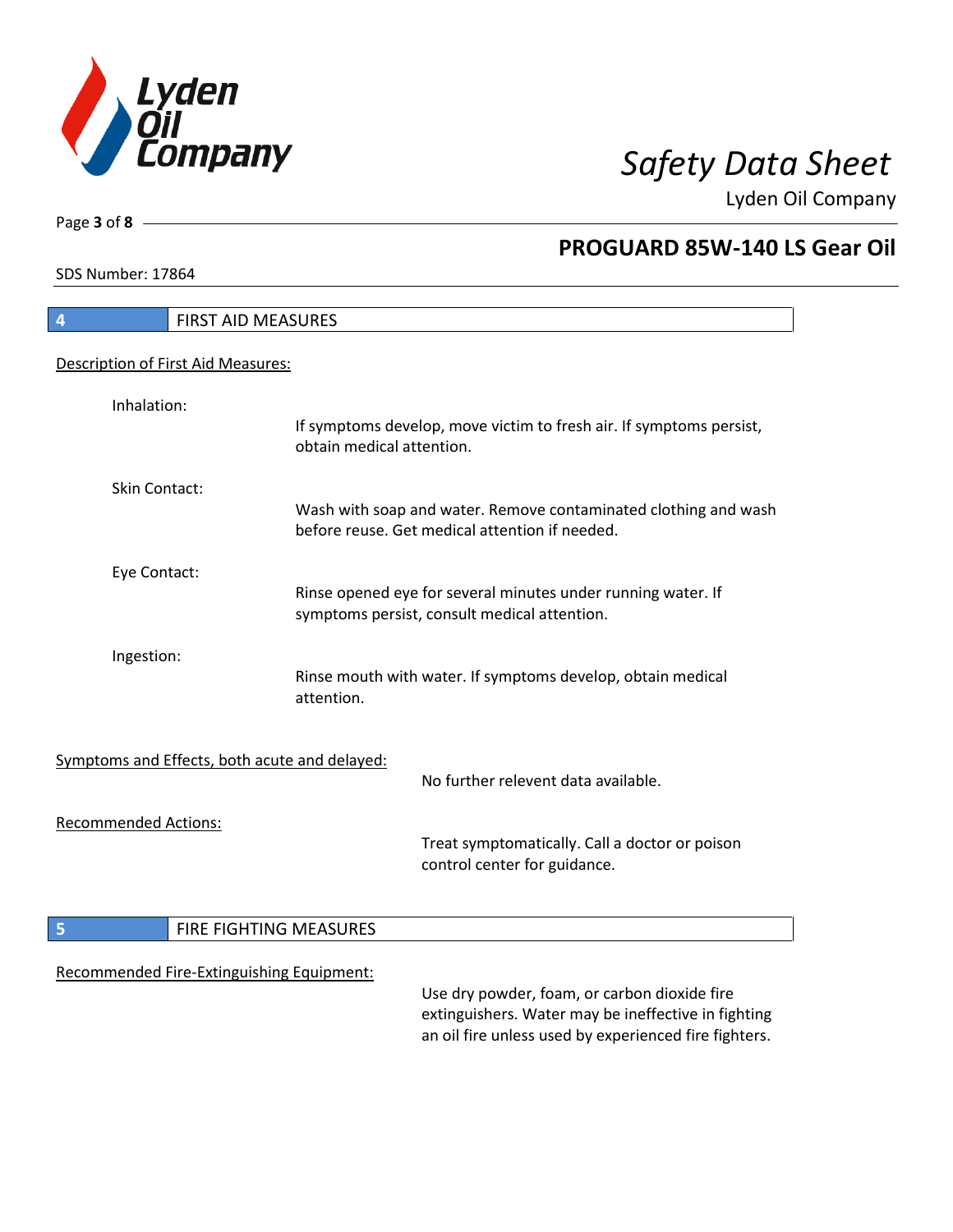## 4 FIRST AID MEASURES

Description of First Aid Measures:

Inhalation:

If symptoms develop, move victim to fresh air. If symptoms persist, obtain medical attention.

Skin Contact:

Wash with soap and water. Remove contaminated clothing and wash before reuse. Get medical attention if needed.

Eye Contact:

Rinse opened eye for several minutes under running water. If symptoms persist, consult medical attention.

Ingestion:

Rinse mouth with water. If symptoms develop, obtain medical attention.

Symptoms and Effects, both acute and delayed:

No further relevent data available.

Recommended Actions:

Treat symptomatically. Call a doctor or poison control center for guidance.

## 5 FIRE FIGHTING MEASURES

Recommended Fire-Extinguishing Equipment:

Use dry powder, foam, or carbon dioxide fire extinguishers. Water may be ineffective in fighting an oil fire unless used by experienced fire fighters.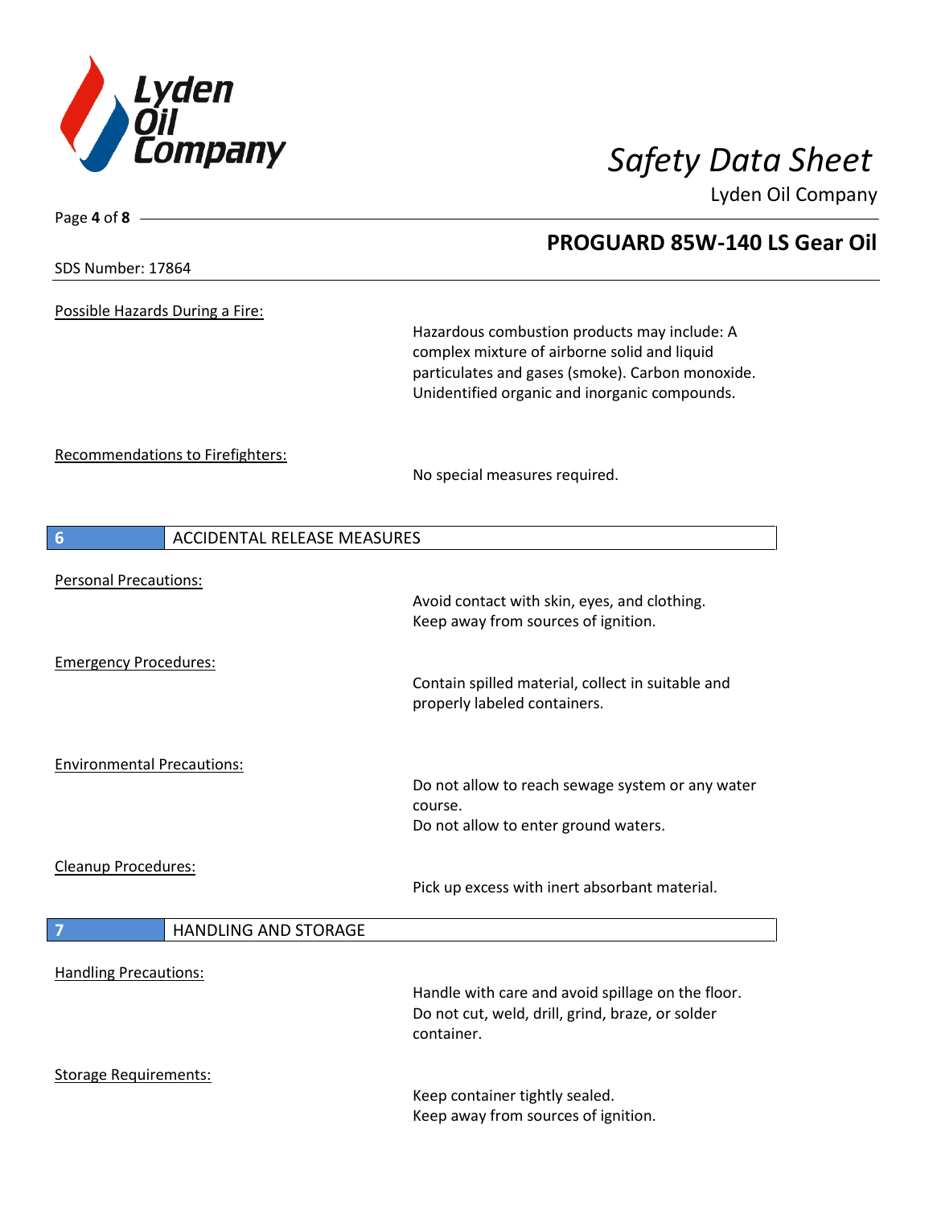Possible Hazards During a Fire:

Hazardous combustion products may include: A complex mixture of airborne solid and liquid particulates and gases (smoke). Carbon monoxide. Unidentified organic and inorganic compounds.

Recommendations to Firefighters:

No special measures required.

## 6 ACCIDENTAL RELEASE MEASURES

Personal Precautions:

Avoid contact with skin, eyes, and clothing.
Keep away from sources of ignition.

Emergency Procedures:

Contain spilled material, collect in suitable and properly labeled containers.

Environmental Precautions:

Do not allow to reach sewage system or any water course.
Do not allow to enter ground waters.

Cleanup Procedures:

Pick up excess with inert absorbant material.

## 7 HANDLING AND STORAGE

Handling Precautions:

Handle with care and avoid spillage on the floor.
Do not cut, weld, drill, grind, braze, or solder container.

Storage Requirements:

Keep container tightly sealed.
Keep away from sources of ignition.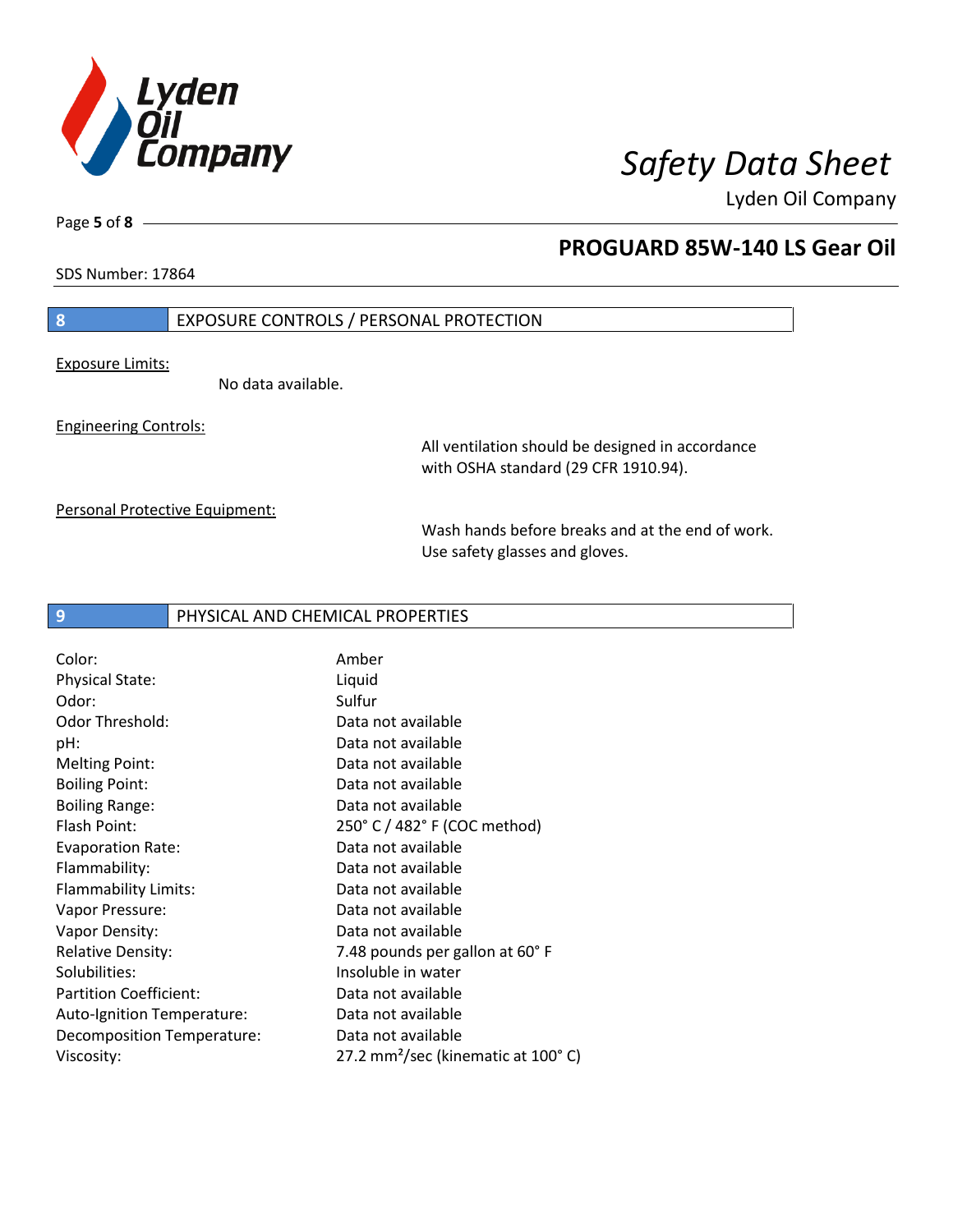SDS Number: 17864

## 8 EXPOSURE CONTROLS / PERSONAL PROTECTION

Exposure Limits:

No data available.

Engineering Controls:

All ventilation should be designed in accordance with OSHA standard (29 CFR 1910.94).

Personal Protective Equipment:

Wash hands before breaks and at the end of work. Use safety glasses and gloves.

## 9 PHYSICAL AND CHEMICAL PROPERTIES

| | |
|---|---|
| Color: | Amber |
| Physical State: | Liquid |
| Odor: | Sulfur |
| Odor Threshold: | Data not available |
| pH: | Data not available |
| Melting Point: | Data not available |
| Boiling Point: | Data not available |
| Boiling Range: | Data not available |
| Flash Point: | 250° C / 482° F (COC method) |
| Evaporation Rate: | Data not available |
| Flammability: | Data not available |
| Flammability Limits: | Data not available |
| Vapor Pressure: | Data not available |
| Vapor Density: | Data not available |
| Relative Density: | 7.48 pounds per gallon at 60° F |
| Solubilities: | Insoluble in water |
| Partition Coefficient: | Data not available |
| Auto-Ignition Temperature: | Data not available |
| Decomposition Temperature: | Data not available |
| Viscosity: | 27.2 $mm^2$/sec (kinematic at 100° C) |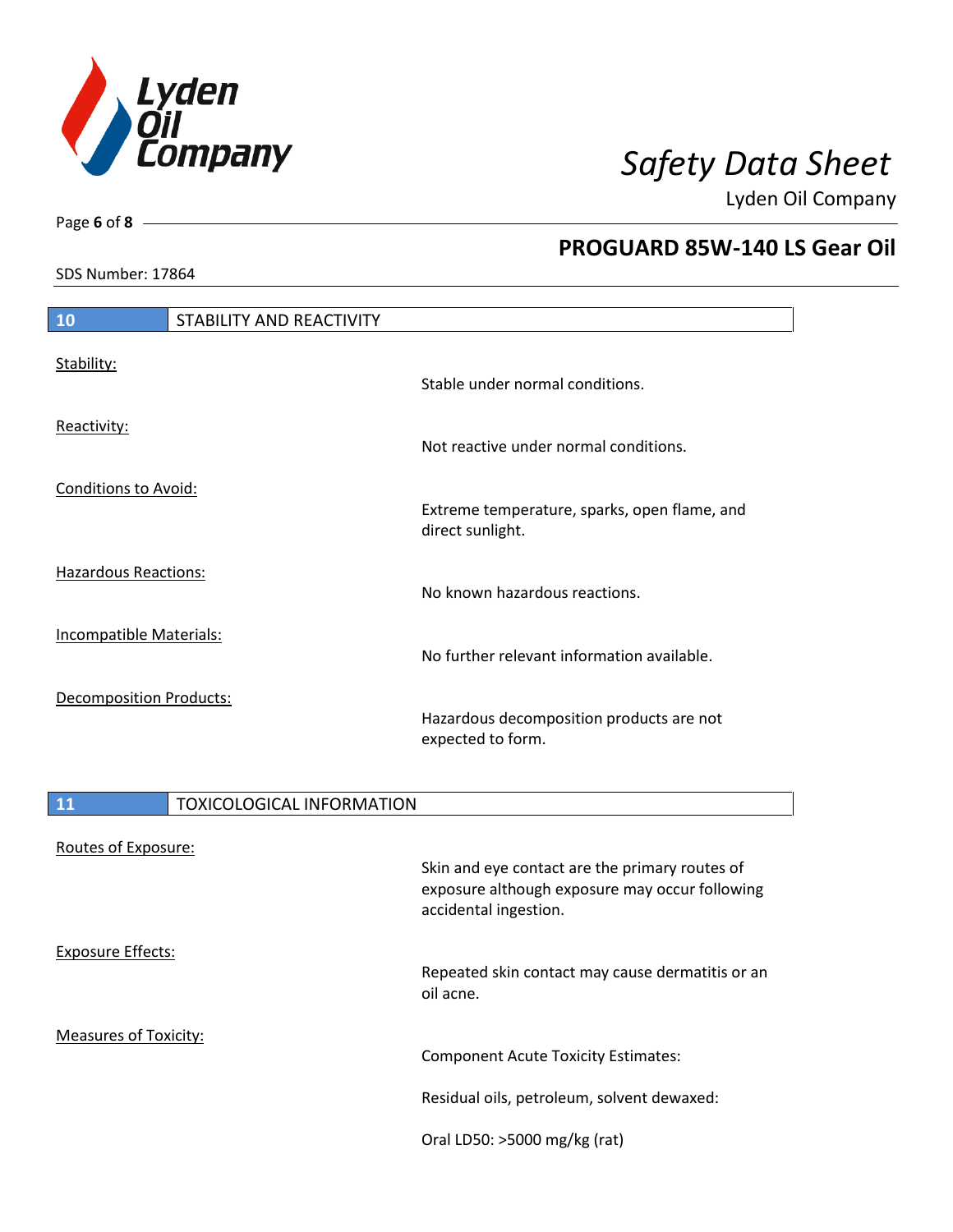## 10 STABILITY AND REACTIVITY

| | |
|---|---|
| Stability: | Stable under normal conditions. |
| Reactivity: | Not reactive under normal conditions. |
| Conditions to Avoid: | Extreme temperature, sparks, open flame, and direct sunlight. |
| Hazardous Reactions: | No known hazardous reactions. |
| Incompatible Materials: | No further relevant information available. |
| Decomposition Products: | Hazardous decomposition products are not expected to form. |

## 11 TOXICOLOGICAL INFORMATION

| | |
|---|---|
| Routes of Exposure: | Skin and eye contact are the primary routes of exposure although exposure may occur following accidental ingestion. |
| Exposure Effects: | Repeated skin contact may cause dermatitis or an oil acne. |
| Measures of Toxicity: | Component Acute Toxicity Estimates:<br><br>Residual oils, petroleum, solvent dewaxed:<br><br>Oral LD50: >5000 mg/kg (rat) |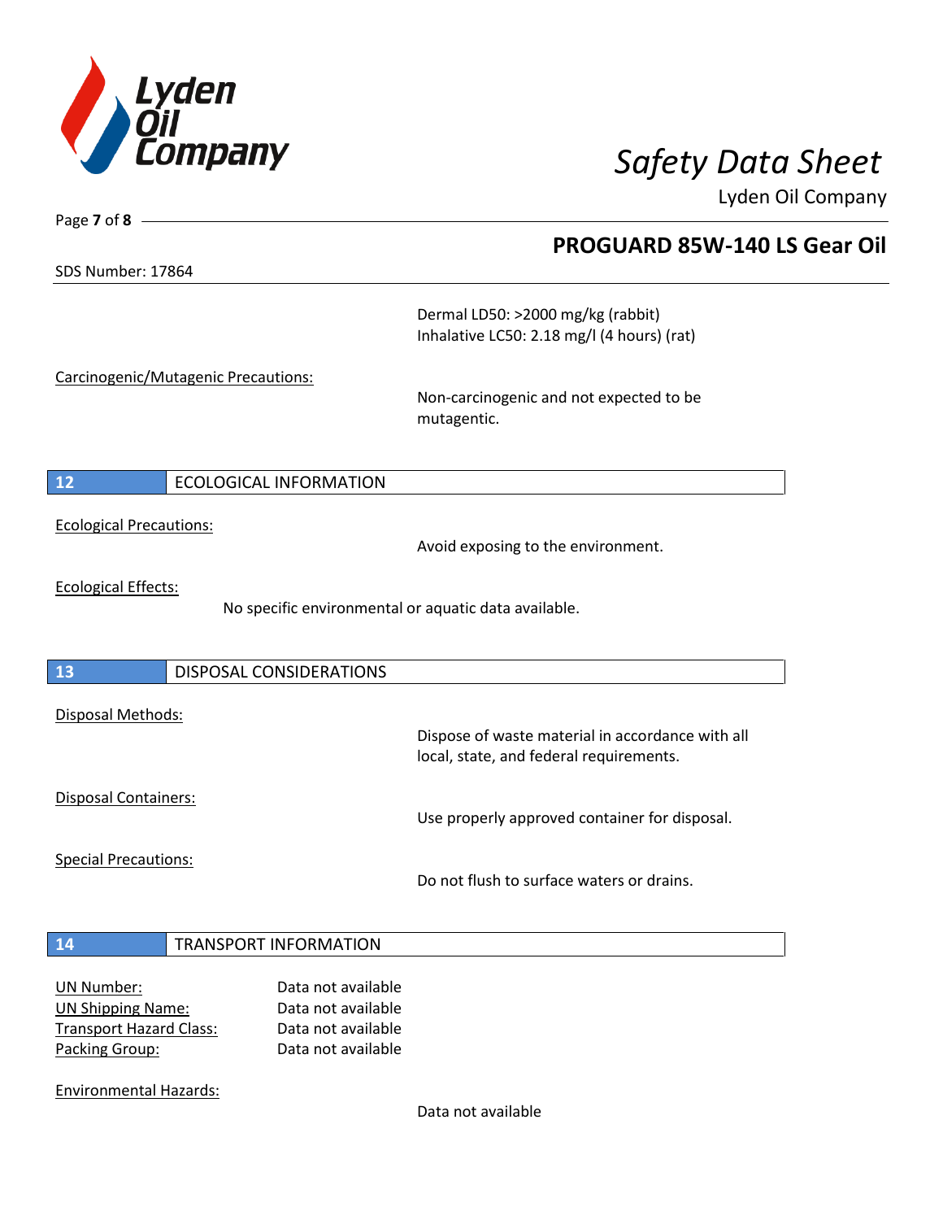Dermal LD50: >2000 mg/kg (rabbit)
Inhalative LC50: 2.18 mg/l (4 hours) (rat)

Carcinogenic/Mutagenic Precautions:

Non-carcinogenic and not expected to be mutagentic.

## 12 ECOLOGICAL INFORMATION

Ecological Precautions:

Avoid exposing to the environment.

Ecological Effects:

No specific environmental or aquatic data available.

## 13 DISPOSAL CONSIDERATIONS

Disposal Methods:

Dispose of waste material in accordance with all local, state, and federal requirements.

Disposal Containers:

Use properly approved container for disposal.

Special Precautions:

Do not flush to surface waters or drains.

## 14 TRANSPORT INFORMATION

UN Number: Data not available
UN Shipping Name: Data not available
Transport Hazard Class: Data not available
Packing Group: Data not available

Environmental Hazards:

Data not available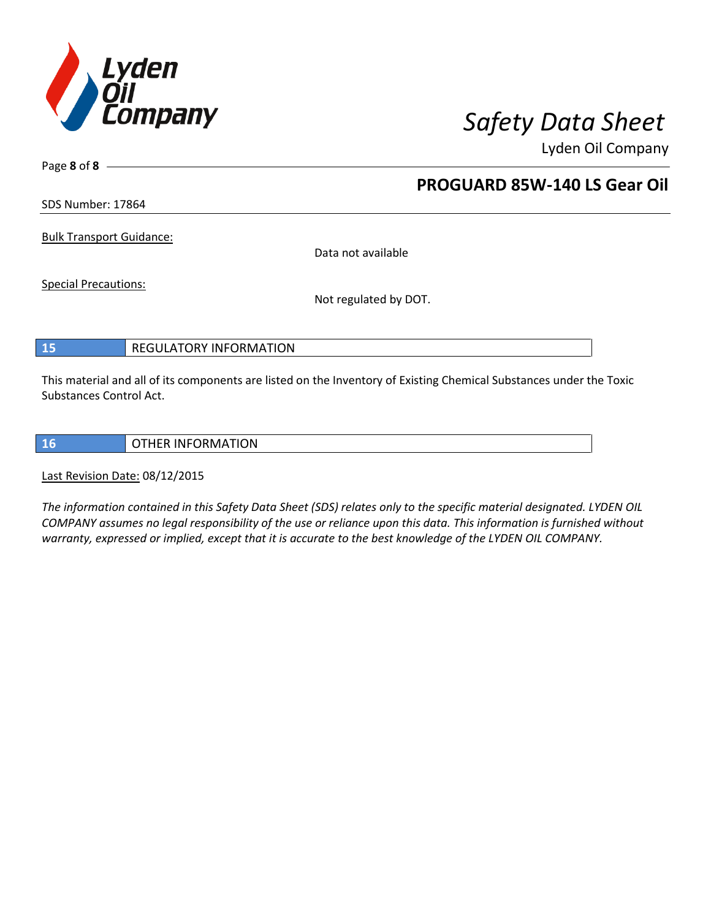Bulk Transport Guidance:

Data not available

Special Precautions:

Not regulated by DOT.

## 15 REGULATORY INFORMATION

This material and all of its components are listed on the Inventory of Existing Chemical Substances under the Toxic Substances Control Act.

## 16 OTHER INFORMATION

Last Revision Date: 08/12/2015

*The information contained in this Safety Data Sheet (SDS) relates only to the specific material designated. LYDEN OIL COMPANY assumes no legal responsibility of the use or reliance upon this data. This information is furnished without warranty, expressed or implied, except that it is accurate to the best knowledge of the LYDEN OIL COMPANY.*